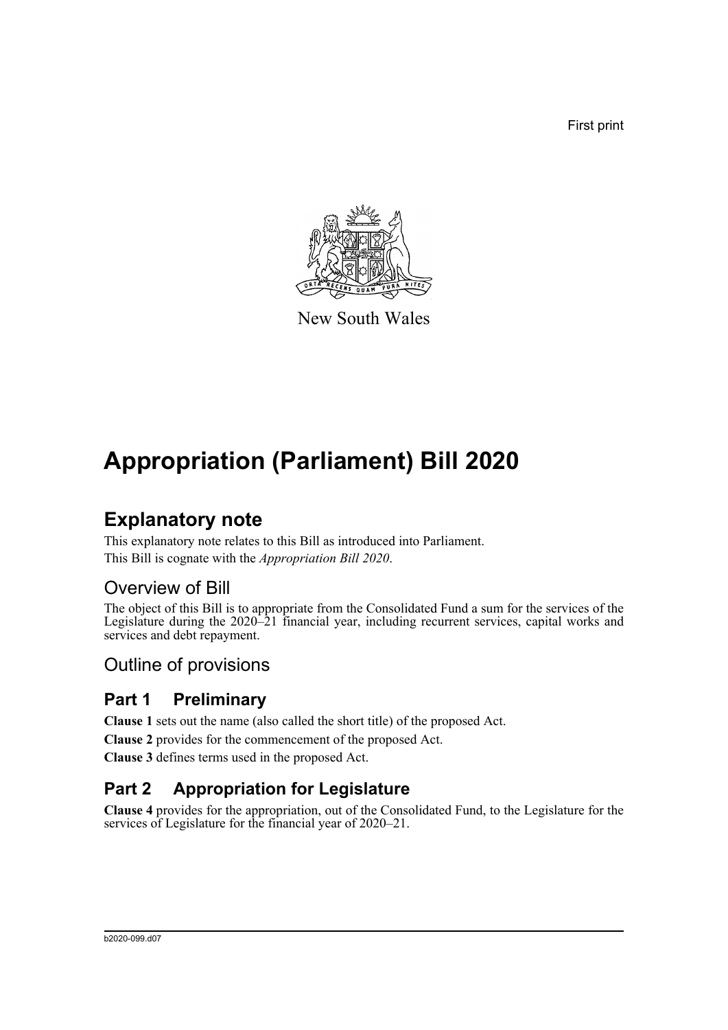First print

New South Wales

# Appropriation (Parliament) Bill 2020

## Explanatory note

This explanatory note relates to this Bill as introduced into Parliament.

This Bill is cognate with the *Appropriation Bill 2020*.

### Overview of Bill

The object of this Bill is to appropriate from the Consolidated Fund a sum for the services of the Legislature during the 2020–21 financial year, including recurrent services, capital works and services and debt repayment.

### Outline of provisions

### Part 1 Preliminary

**Clause 1** sets out the name (also called the short title) of the proposed Act.

**Clause 2** provides for the commencement of the proposed Act.

**Clause 3** defines terms used in the proposed Act.

### Part 2 Appropriation for Legislature

**Clause 4** provides for the appropriation, out of the Consolidated Fund, to the Legislature for the services of Legislature for the financial year of 2020–21.

b2020-099.d07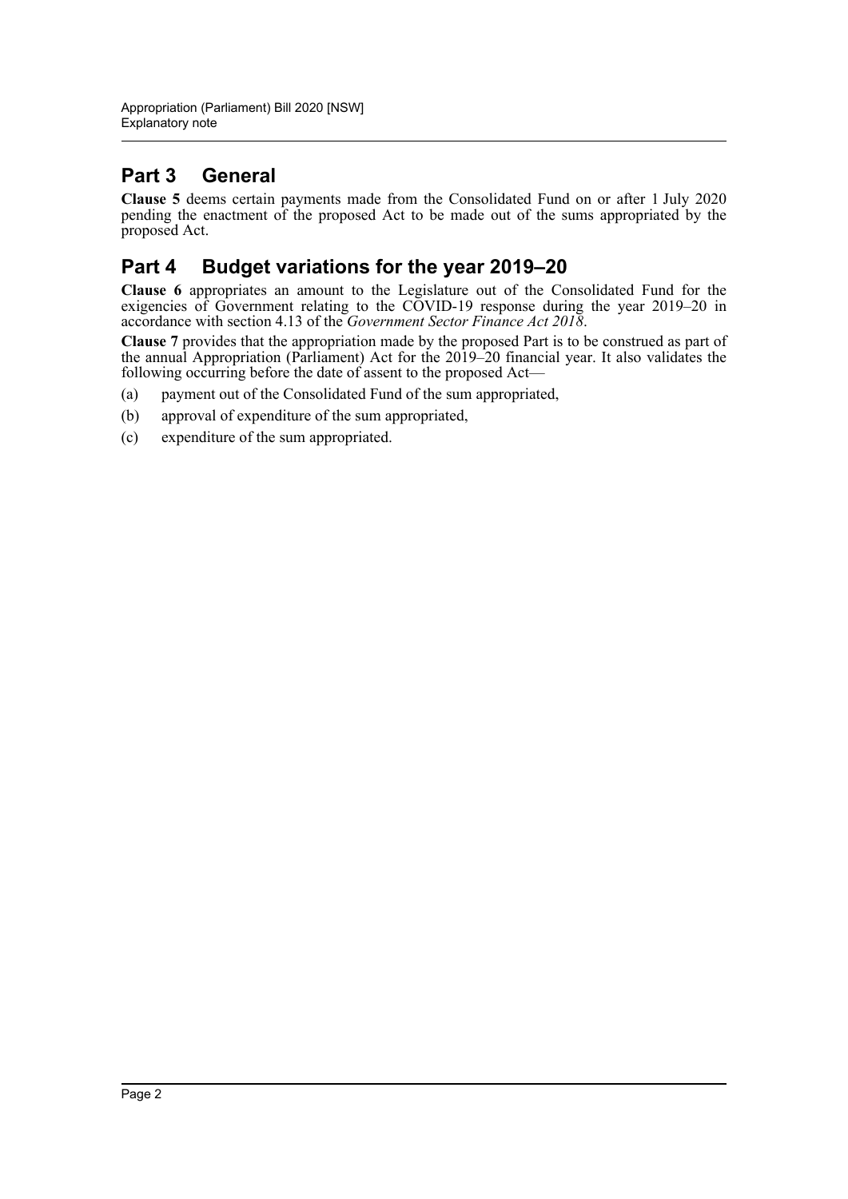## Part 3 General

**Clause 5** deems certain payments made from the Consolidated Fund on or after 1 July 2020 pending the enactment of the proposed Act to be made out of the sums appropriated by the proposed Act.

## Part 4 Budget variations for the year 2019–20

**Clause 6** appropriates an amount to the Legislature out of the Consolidated Fund for the exigencies of Government relating to the COVID-19 response during the year 2019–20 in accordance with section 4.13 of the *Government Sector Finance Act 2018*.

**Clause 7** provides that the appropriation made by the proposed Part is to be construed as part of the annual Appropriation (Parliament) Act for the 2019–20 financial year. It also validates the following occurring before the date of assent to the proposed Act—

(a) payment out of the Consolidated Fund of the sum appropriated,

(b) approval of expenditure of the sum appropriated,

(c) expenditure of the sum appropriated.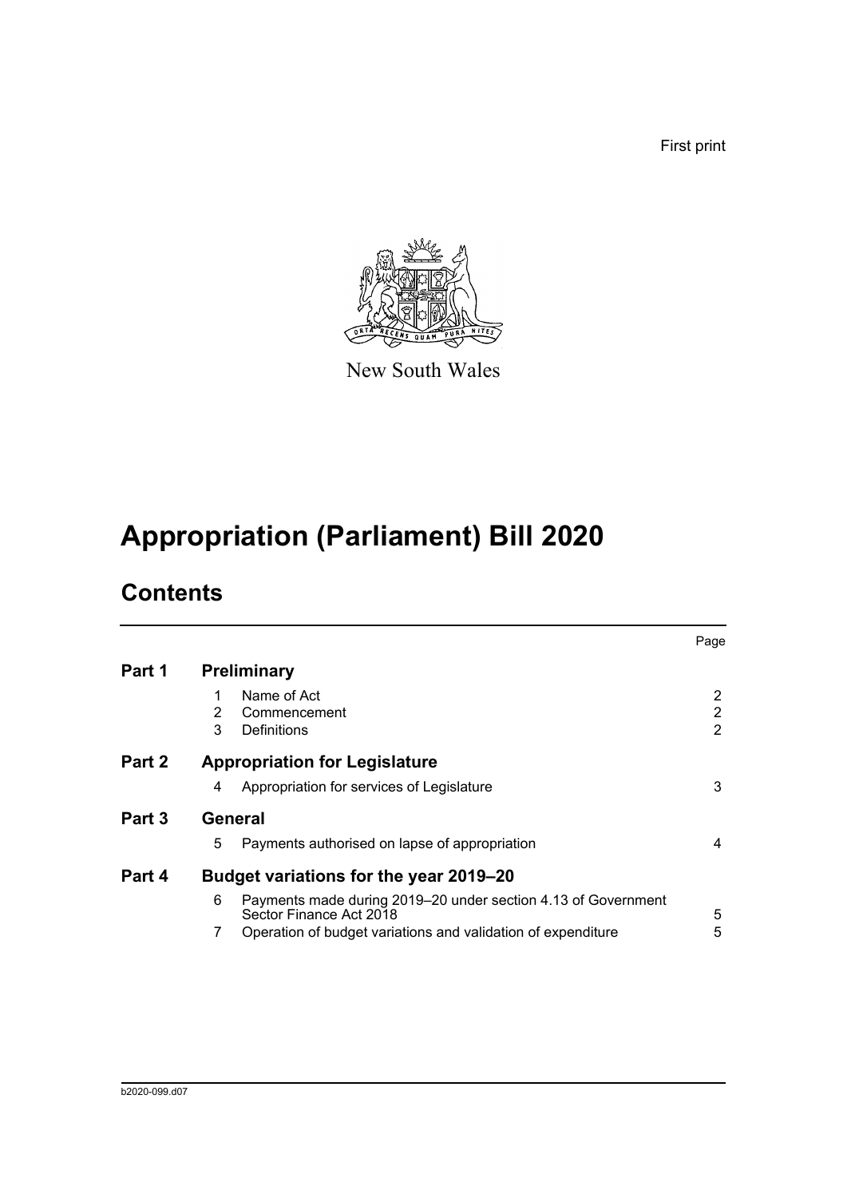First print

New South Wales

# Appropriation (Parliament) Bill 2020

## Contents

| | | | Page |
|---|---|---|---|
| **Part 1** | **Preliminary** | | |
| | 1 | Name of Act | 2 |
| | 2 | Commencement | 2 |
| | 3 | Definitions | 2 |
| **Part 2** | **Appropriation for Legislature** | | |
| | 4 | Appropriation for services of Legislature | 3 |
| **Part 3** | **General** | | |
| | 5 | Payments authorised on lapse of appropriation | 4 |
| **Part 4** | **Budget variations for the year 2019–20** | | |
| | 6 | Payments made during 2019–20 under section 4.13 of Government Sector Finance Act 2018 | 5 |
| | 7 | Operation of budget variations and validation of expenditure | 5 |

b2020-099.d07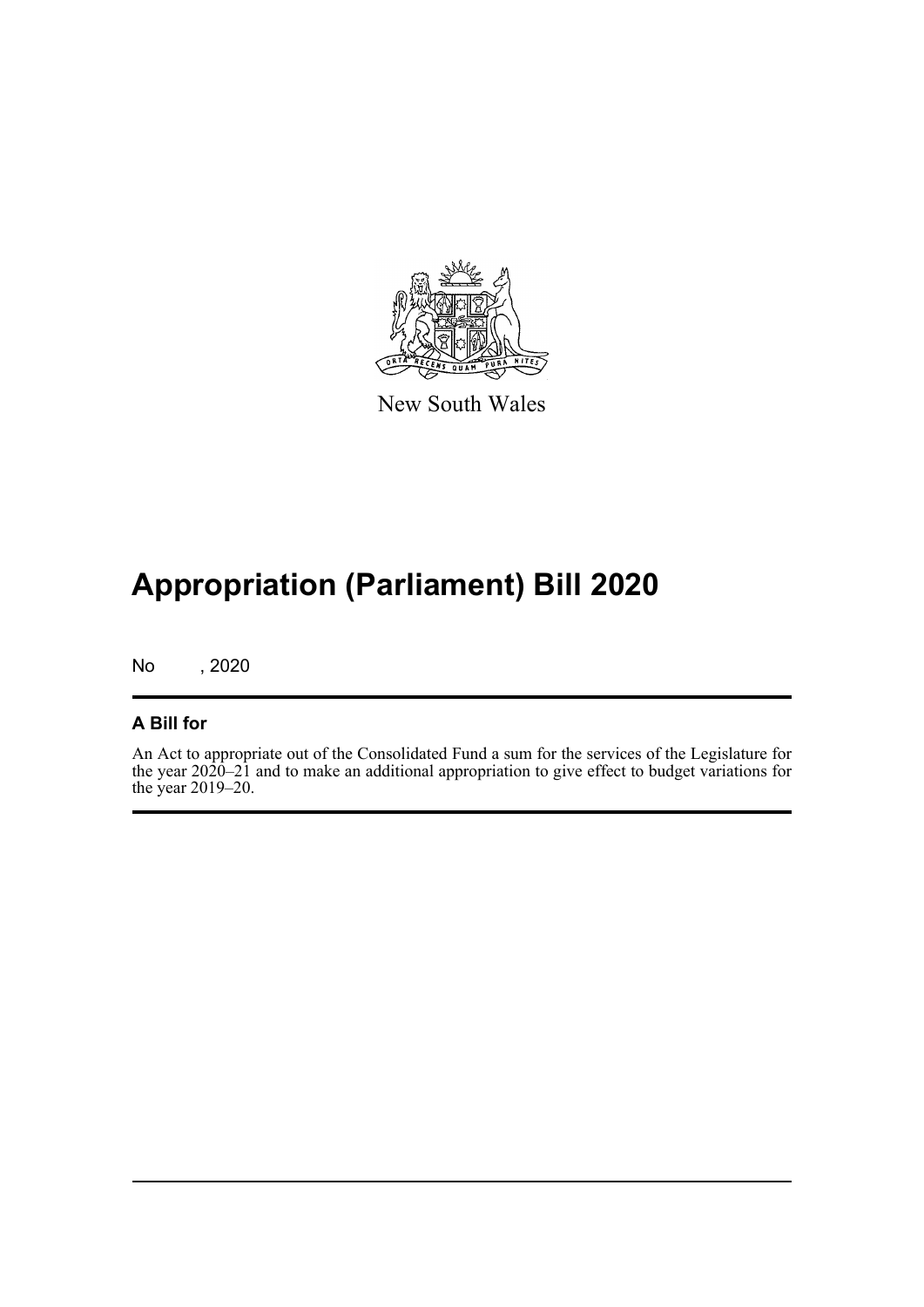New South Wales

# Appropriation (Parliament) Bill 2020

No , 2020

## A Bill for

An Act to appropriate out of the Consolidated Fund a sum for the services of the Legislature for the year 2020–21 and to make an additional appropriation to give effect to budget variations for the year 2019–20.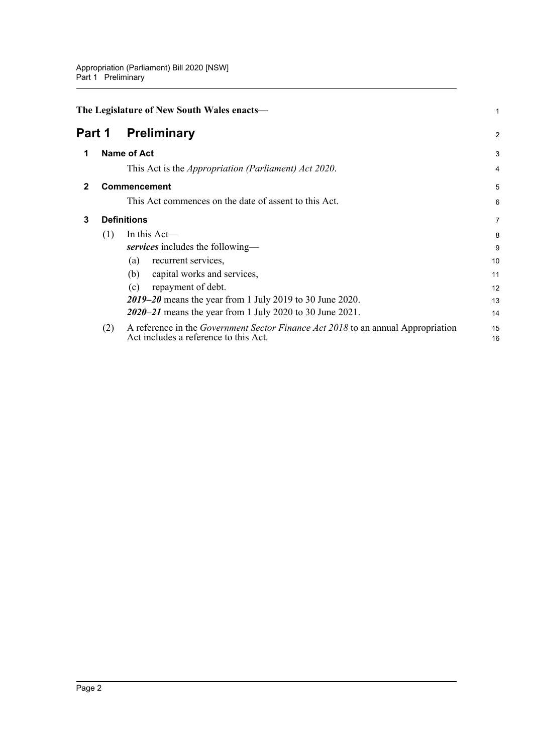**The Legislature of New South Wales enacts—**

# Part 1 Preliminary

## 1 Name of Act

This Act is the *Appropriation (Parliament) Act 2020*.

## 2 Commencement

This Act commences on the date of assent to this Act.

## 3 Definitions

(1) In this Act—

***services*** includes the following—

(a) recurrent services,

(b) capital works and services,

(c) repayment of debt.

***2019–20*** means the year from 1 July 2019 to 30 June 2020.

***2020–21*** means the year from 1 July 2020 to 30 June 2021.

(2) A reference in the *Government Sector Finance Act 2018* to an annual Appropriation Act includes a reference to this Act.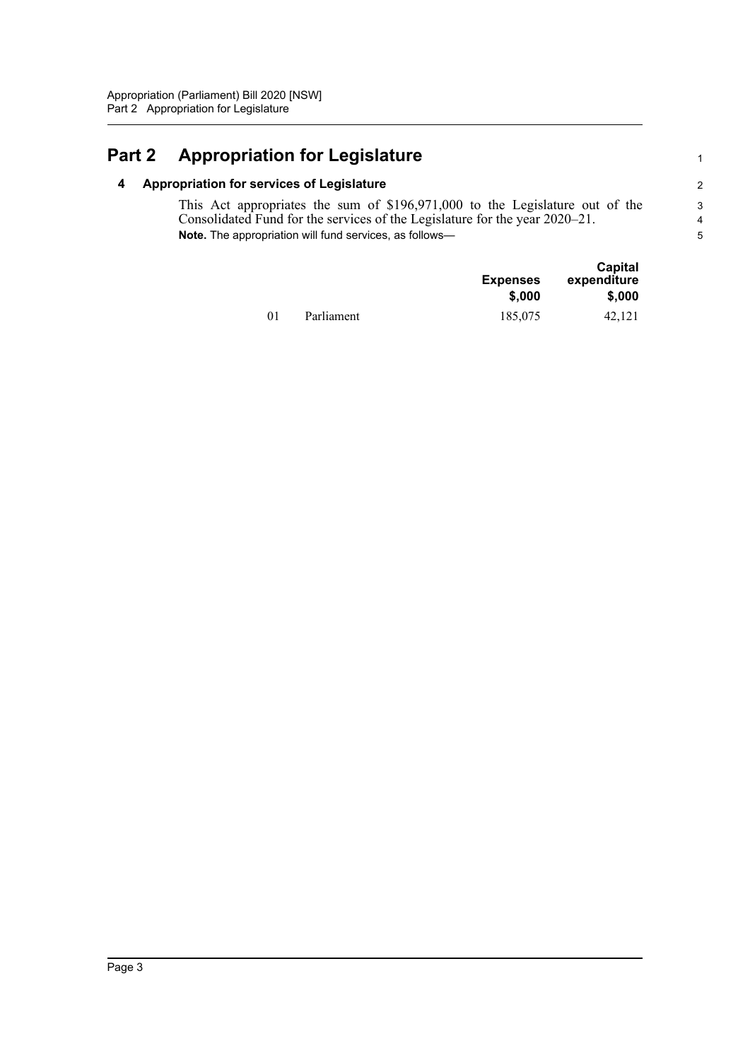# Part 2 Appropriation for Legislature

## 4 Appropriation for services of Legislature

This Act appropriates the sum of $196,971,000 to the Legislature out of the Consolidated Fund for the services of the Legislature for the year 2020–21.

**Note.** The appropriation will fund services, as follows—

| | | Expenses $,000 | Capital expenditure $,000 |
|---|---|---|---|
| 01 | Parliament | 185,075 | 42,121 |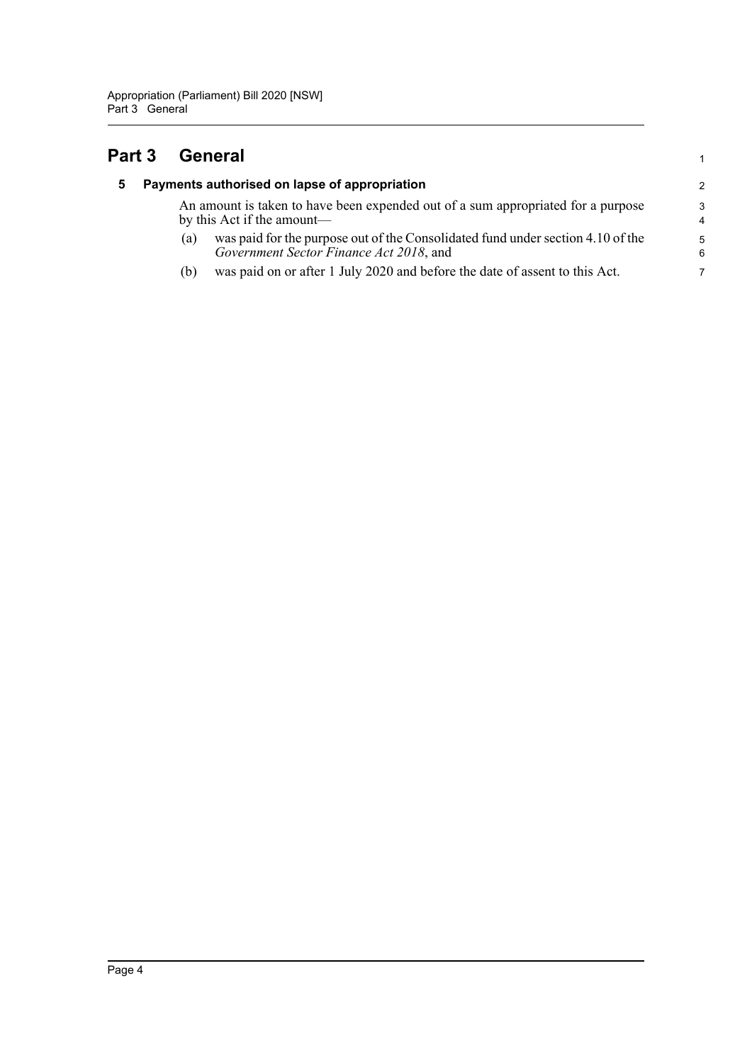# Part 3 General

## 5 Payments authorised on lapse of appropriation

An amount is taken to have been expended out of a sum appropriated for a purpose by this Act if the amount—

(a) was paid for the purpose out of the Consolidated fund under section 4.10 of the *Government Sector Finance Act 2018*, and

(b) was paid on or after 1 July 2020 and before the date of assent to this Act.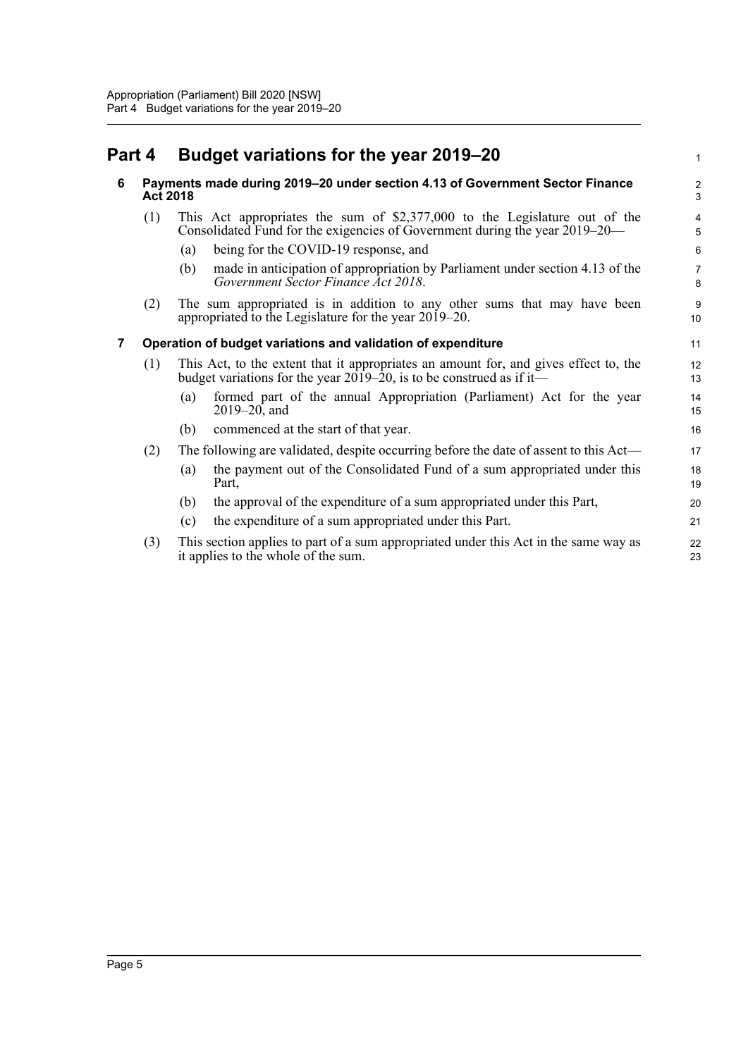# Part 4 Budget variations for the year 2019–20

## 6 Payments made during 2019–20 under section 4.13 of Government Sector Finance Act 2018

(1) This Act appropriates the sum of $2,377,000 to the Legislature out of the Consolidated Fund for the exigencies of Government during the year 2019–20—

- (a) being for the COVID-19 response, and
- (b) made in anticipation of appropriation by Parliament under section 4.13 of the *Government Sector Finance Act 2018*.

(2) The sum appropriated is in addition to any other sums that may have been appropriated to the Legislature for the year 2019–20.

## 7 Operation of budget variations and validation of expenditure

(1) This Act, to the extent that it appropriates an amount for, and gives effect to, the budget variations for the year 2019–20, is to be construed as if it—

- (a) formed part of the annual Appropriation (Parliament) Act for the year 2019–20, and
- (b) commenced at the start of that year.

(2) The following are validated, despite occurring before the date of assent to this Act—

- (a) the payment out of the Consolidated Fund of a sum appropriated under this Part,
- (b) the approval of the expenditure of a sum appropriated under this Part,
- (c) the expenditure of a sum appropriated under this Part.

(3) This section applies to part of a sum appropriated under this Act in the same way as it applies to the whole of the sum.